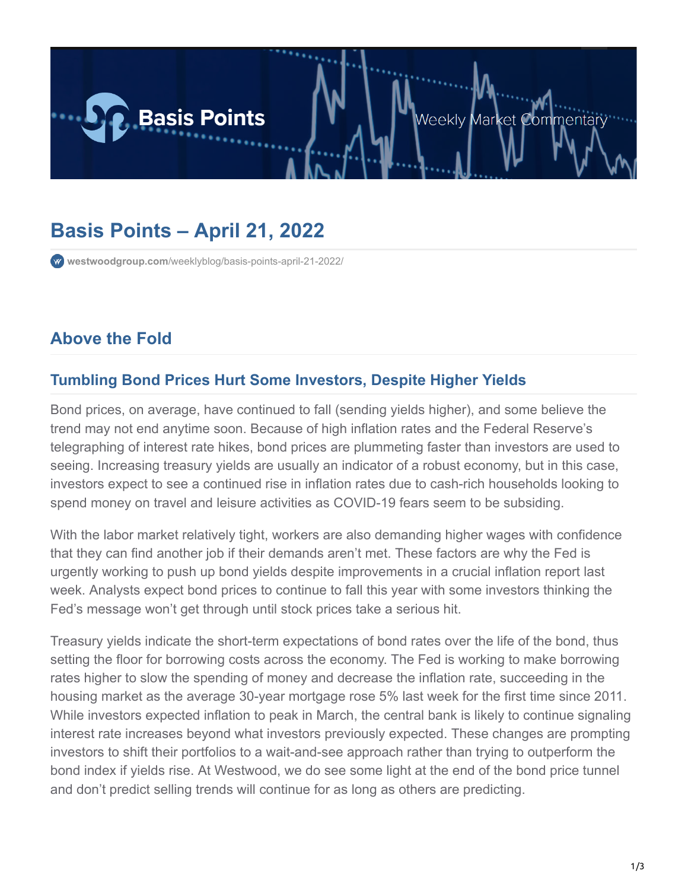# Basis Points – April 21, 2022

westwoodgroup.com/weeklyblog/basis-points-april-21-2022/

## Above the Fold

### Tumbling Bond Prices Hurt Some Investors, Despite Higher Yields

Bond prices, on average, have continued to fall (sending yields higher), and some believe the trend may not end anytime soon. Because of high inflation rates and the Federal Reserve's telegraphing of interest rate hikes, bond prices are plummeting faster than investors are used to seeing. Increasing treasury yields are usually an indicator of a robust economy, but in this case, investors expect to see a continued rise in inflation rates due to cash-rich households looking to spend money on travel and leisure activities as COVID-19 fears seem to be subsiding.

With the labor market relatively tight, workers are also demanding higher wages with confidence that they can find another job if their demands aren't met. These factors are why the Fed is urgently working to push up bond yields despite improvements in a crucial inflation report last week. Analysts expect bond prices to continue to fall this year with some investors thinking the Fed's message won't get through until stock prices take a serious hit.

Treasury yields indicate the short-term expectations of bond rates over the life of the bond, thus setting the floor for borrowing costs across the economy. The Fed is working to make borrowing rates higher to slow the spending of money and decrease the inflation rate, succeeding in the housing market as the average 30-year mortgage rose 5% last week for the first time since 2011. While investors expected inflation to peak in March, the central bank is likely to continue signaling interest rate increases beyond what investors previously expected. These changes are prompting investors to shift their portfolios to a wait-and-see approach rather than trying to outperform the bond index if yields rise. At Westwood, we do see some light at the end of the bond price tunnel and don't predict selling trends will continue for as long as others are predicting.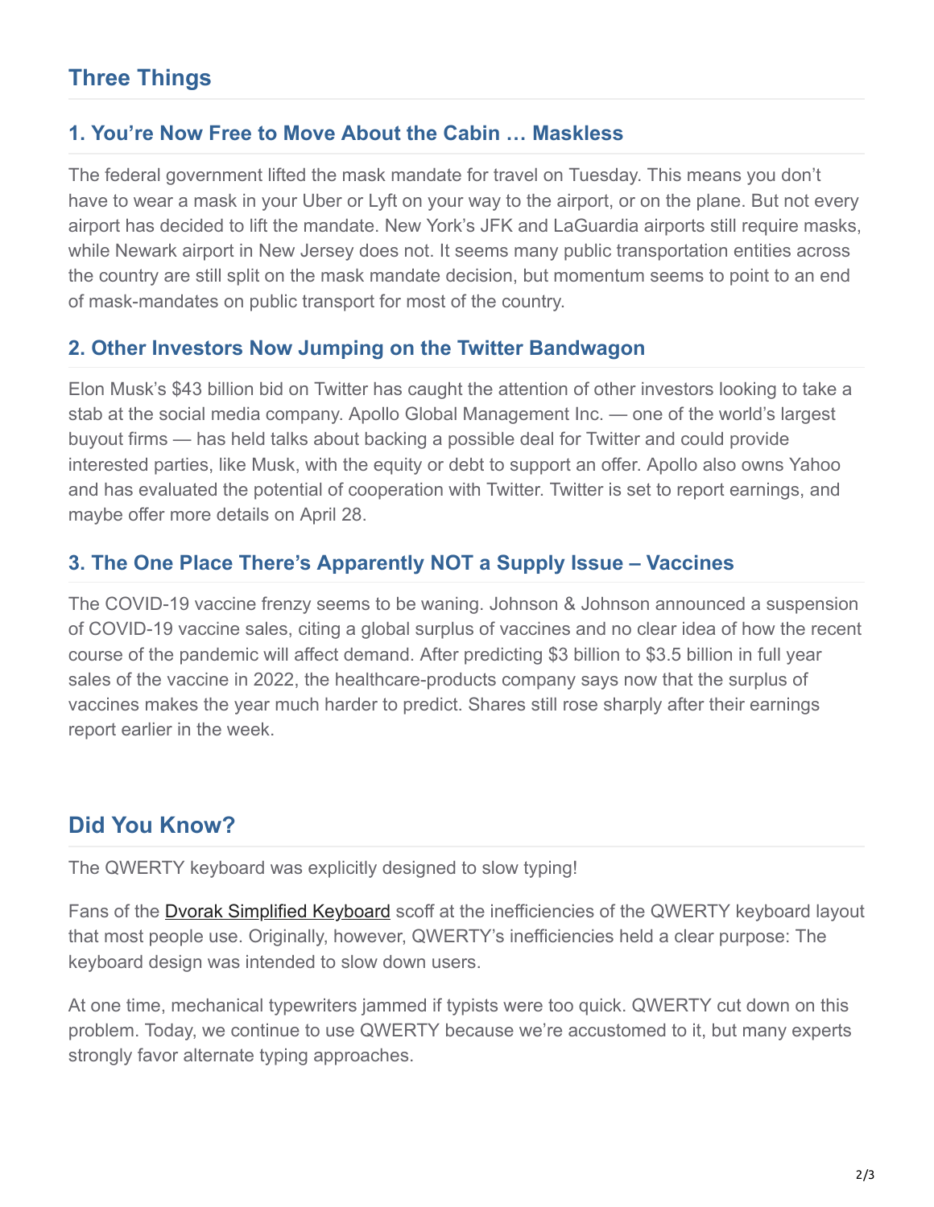## Three Things

### 1. You're Now Free to Move About the Cabin … Maskless

The federal government lifted the mask mandate for travel on Tuesday. This means you don't have to wear a mask in your Uber or Lyft on your way to the airport, or on the plane. But not every airport has decided to lift the mandate. New York's JFK and LaGuardia airports still require masks, while Newark airport in New Jersey does not. It seems many public transportation entities across the country are still split on the mask mandate decision, but momentum seems to point to an end of mask-mandates on public transport for most of the country.

### 2. Other Investors Now Jumping on the Twitter Bandwagon

Elon Musk's $43 billion bid on Twitter has caught the attention of other investors looking to take a stab at the social media company. Apollo Global Management Inc. — one of the world's largest buyout firms — has held talks about backing a possible deal for Twitter and could provide interested parties, like Musk, with the equity or debt to support an offer. Apollo also owns Yahoo and has evaluated the potential of cooperation with Twitter. Twitter is set to report earnings, and maybe offer more details on April 28.

### 3. The One Place There's Apparently NOT a Supply Issue – Vaccines

The COVID-19 vaccine frenzy seems to be waning. Johnson & Johnson announced a suspension of COVID-19 vaccine sales, citing a global surplus of vaccines and no clear idea of how the recent course of the pandemic will affect demand. After predicting $3 billion to $3.5 billion in full year sales of the vaccine in 2022, the healthcare-products company says now that the surplus of vaccines makes the year much harder to predict. Shares still rose sharply after their earnings report earlier in the week.

## Did You Know?

The QWERTY keyboard was explicitly designed to slow typing!

Fans of the Dvorak Simplified Keyboard scoff at the inefficiencies of the QWERTY keyboard layout that most people use. Originally, however, QWERTY's inefficiencies held a clear purpose: The keyboard design was intended to slow down users.

At one time, mechanical typewriters jammed if typists were too quick. QWERTY cut down on this problem. Today, we continue to use QWERTY because we're accustomed to it, but many experts strongly favor alternate typing approaches.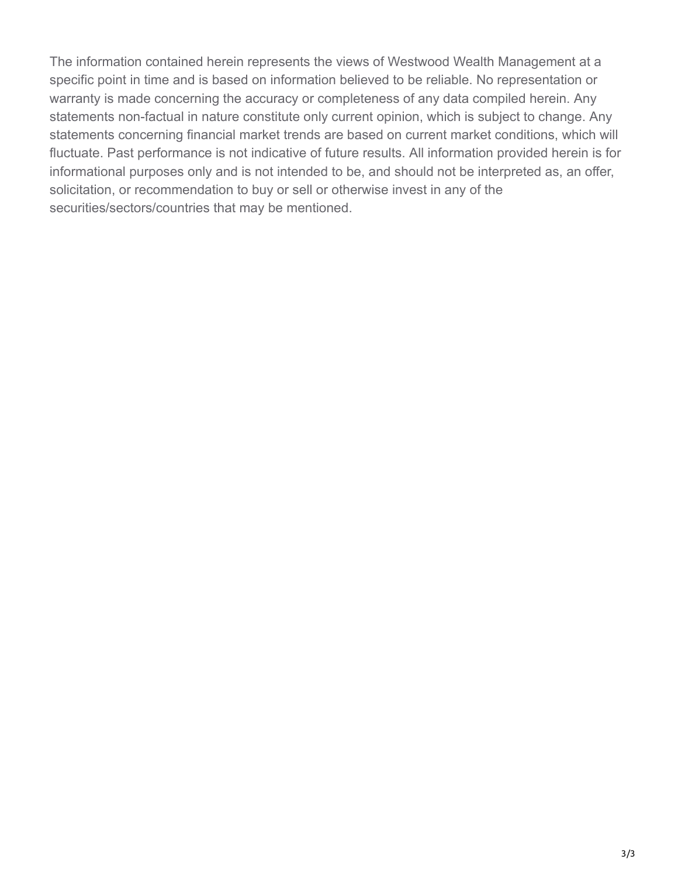The information contained herein represents the views of Westwood Wealth Management at a specific point in time and is based on information believed to be reliable. No representation or warranty is made concerning the accuracy or completeness of any data compiled herein. Any statements non-factual in nature constitute only current opinion, which is subject to change. Any statements concerning financial market trends are based on current market conditions, which will fluctuate. Past performance is not indicative of future results. All information provided herein is for informational purposes only and is not intended to be, and should not be interpreted as, an offer, solicitation, or recommendation to buy or sell or otherwise invest in any of the securities/sectors/countries that may be mentioned.